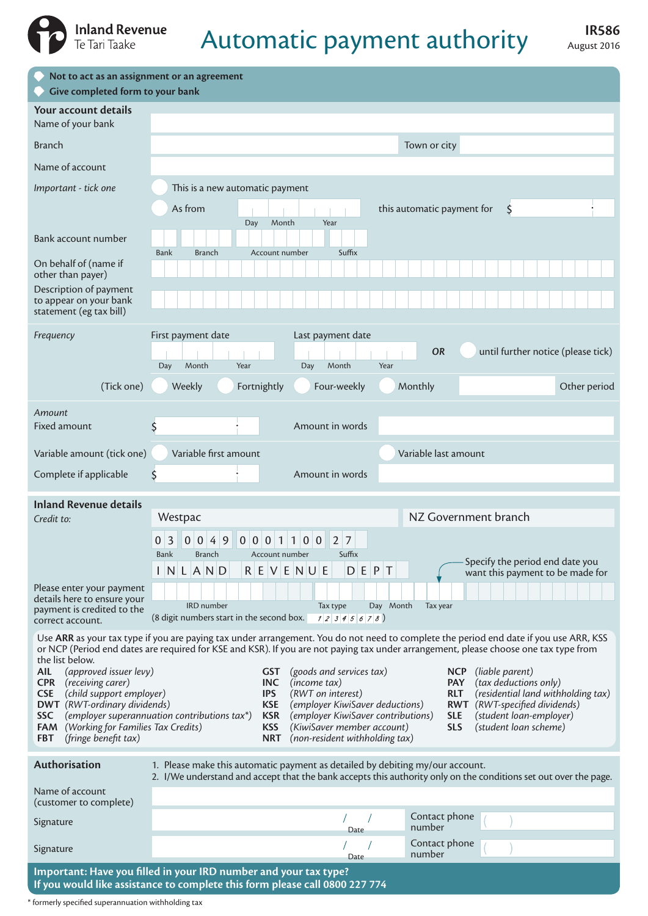Inland Revenue
Te Tari Taake

# Automatic payment authority

**IR586**
August 2016

- **Not to act as an assignment or an agreement**
- **Give completed form to your bank**

## Your account details

Name of your bank

Branch &nbsp;&nbsp;&nbsp;&nbsp; Town or city

Name of account

*Important - tick one*

- This is a new automatic payment
- As from (Day / Month / Year) this automatic payment for $

Bank account number (Bank / Branch / Account number / Suffix)

On behalf of (name if other than payer)

Description of payment to appear on your bank statement (eg tax bill)

*Frequency*

First payment date (Day / Month / Year) &nbsp;&nbsp; Last payment date (Day / Month / Year) &nbsp;&nbsp; **OR** until further notice (please tick)

(Tick one) Weekly &nbsp; Fortnightly &nbsp; Four-weekly &nbsp; Monthly &nbsp; Other period

*Amount*

Fixed amount $ &nbsp;&nbsp; Amount in words

Variable amount (tick one) Variable first amount &nbsp;&nbsp; Variable last amount

Complete if applicable $ &nbsp;&nbsp; Amount in words

## Inland Revenue details

*Credit to:* Westpac &nbsp;&nbsp; NZ Government branch

| 0 3 | 0 0 4 9 | 0 0 0 1 1 0 0 | 2 7 |
|---|---|---|---|
| Bank | Branch | Account number | Suffix |

INLAND REVENUE DEPT

Please enter your payment details here to ensure your payment is credited to the correct account.

IRD number &nbsp;&nbsp; Tax type &nbsp;&nbsp; Day &nbsp; Month &nbsp;&nbsp; Tax year

Specify the period end date you want this payment to be made for

(8 digit numbers start in the second box. 1 2 3 4 5 6 7 8)

Use **ARR** as your tax type if you are paying tax under arrangement. You do not need to complete the period end date if you use ARR, KSS or NCP (Period end dates are required for KSE and KSR). If you are not paying tax under arrangement, please choose one tax type from the list below.

| | | | | | |
|---|---|---|---|---|---|
| **AIL** | *(approved issuer levy)* | **GST** | *(goods and services tax)* | **NCP** | *(liable parent)* |
| **CPR** | *(receiving carer)* | **INC** | *(income tax)* | **PAY** | *(tax deductions only)* |
| **CSE** | *(child support employer)* | **IPS** | *(RWT on interest)* | **RLT** | *(residential land withholding tax)* |
| **DWT** | *(RWT-ordinary dividends)* | **KSE** | *(employer KiwiSaver deductions)* | **RWT** | *(RWT-specified dividends)* |
| **SSC** | *(employer superannuation contributions tax\*)* | **KSR** | *(employer KiwiSaver contributions)* | **SLE** | *(student loan-employer)* |
| **FAM** | *(Working for Families Tax Credits)* | **KSS** | *(KiwiSaver member account)* | **SLS** | *(student loan scheme)* |
| **FBT** | *(fringe benefit tax)* | **NRT** | *(non-resident withholding tax)* | | |

## Authorisation

1. Please make this automatic payment as detailed by debiting my/our account.
2. I/We understand and accept that the bank accepts this authority only on the conditions set out over the page.

Name of account (customer to complete)

Signature &nbsp;&nbsp; / / Date &nbsp;&nbsp; Contact phone number ( )

Signature &nbsp;&nbsp; / / Date &nbsp;&nbsp; Contact phone number ( )

**Important: Have you filled in your IRD number and your tax type?**
**If you would like assistance to complete this form please call 0800 227 774**

\* formerly specified superannuation withholding tax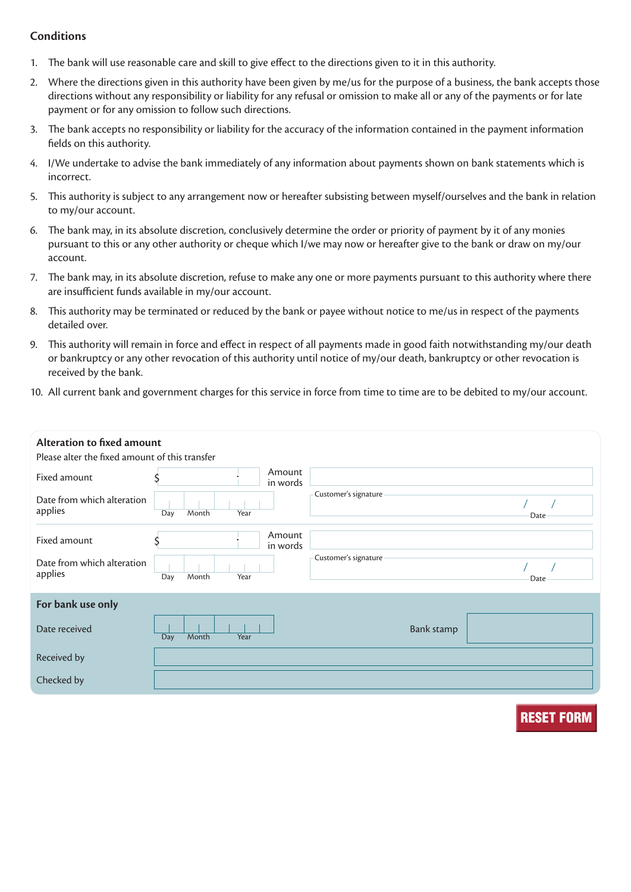## Conditions

1. The bank will use reasonable care and skill to give effect to the directions given to it in this authority.
2. Where the directions given in this authority have been given by me/us for the purpose of a business, the bank accepts those directions without any responsibility or liability for any refusal or omission to make all or any of the payments or for late payment or for any omission to follow such directions.
3. The bank accepts no responsibility or liability for the accuracy of the information contained in the payment information fields on this authority.
4. I/We undertake to advise the bank immediately of any information about payments shown on bank statements which is incorrect.
5. This authority is subject to any arrangement now or hereafter subsisting between myself/ourselves and the bank in relation to my/our account.
6. The bank may, in its absolute discretion, conclusively determine the order or priority of payment by it of any monies pursuant to this or any other authority or cheque which I/we may now or hereafter give to the bank or draw on my/our account.
7. The bank may, in its absolute discretion, refuse to make any one or more payments pursuant to this authority where there are insufficient funds available in my/our account.
8. This authority may be terminated or reduced by the bank or payee without notice to me/us in respect of the payments detailed over.
9. This authority will remain in force and effect in respect of all payments made in good faith notwithstanding my/our death or bankruptcy or any other revocation of this authority until notice of my/our death, bankruptcy or other revocation is received by the bank.
10. All current bank and government charges for this service in force from time to time are to be debited to my/our account.

### Alteration to fixed amount

Please alter the fixed amount of this transfer

Fixed amount $ .

Amount in words

Date from which alteration applies Day Month Year

Customer's signature

Date / /

Fixed amount $ .

Amount in words

Date from which alteration applies Day Month Year

Customer's signature

Date / /

### For bank use only

Date received Day Month Year

Bank stamp

Received by

Checked by

RESET FORM